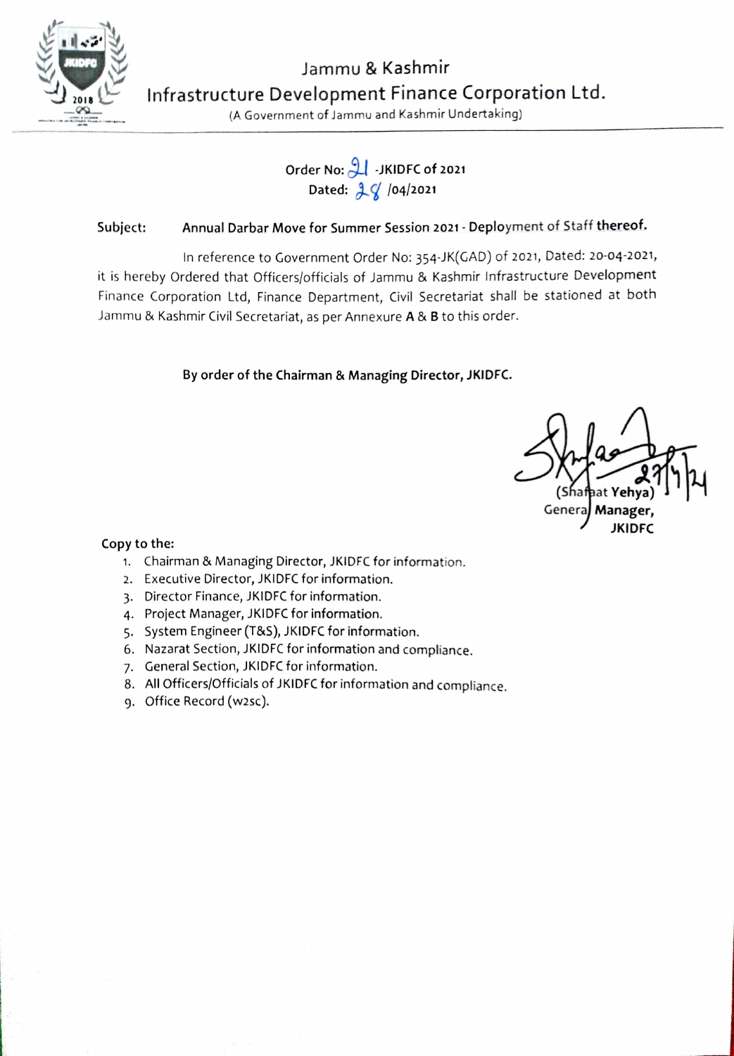# Jammu & Kashmir
## Infrastructure Development Finance Corporation Ltd.
(A Government of Jammu and Kashmir Undertaking)

**Order No: 21 -JKIDFC of 2021**
**Dated: 28 /04/2021**

**Subject:** **Annual Darbar Move for Summer Session 2021 - Deployment of Staff thereof.**

In reference to Government Order No: 354-JK(GAD) of 2021, Dated: 20-04-2021, it is hereby Ordered that Officers/officials of Jammu & Kashmir Infrastructure Development Finance Corporation Ltd, Finance Department, Civil Secretariat shall be stationed at both Jammu & Kashmir Civil Secretariat, as per Annexure **A** & **B** to this order.

**By order of the Chairman & Managing Director, JKIDFC.**

Sd/- 27/4/21
**(Shafaat Yehya)**
**General Manager,**
**JKIDFC**

**Copy to the:**

1. Chairman & Managing Director, JKIDFC for information.
2. Executive Director, JKIDFC for information.
3. Director Finance, JKIDFC for information.
4. Project Manager, JKIDFC for information.
5. System Engineer (T&S), JKIDFC for information.
6. Nazarat Section, JKIDFC for information and compliance.
7. General Section, JKIDFC for information.
8. All Officers/Officials of JKIDFC for information and compliance.
9. Office Record (w2sc).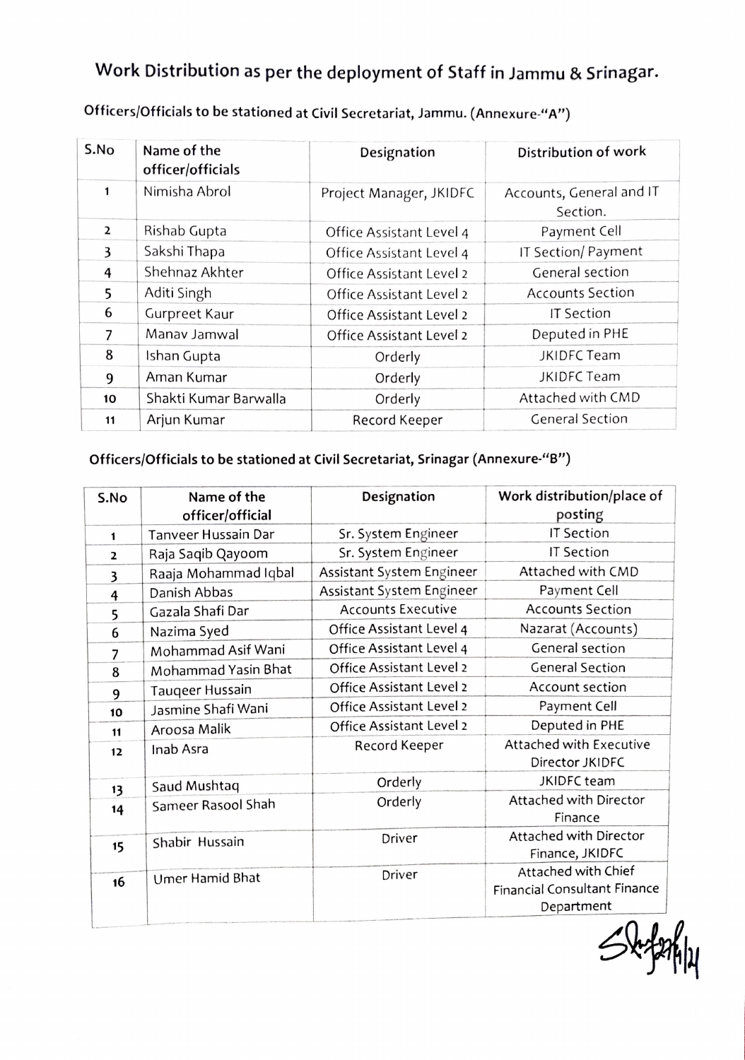# Work Distribution as per the deployment of Staff in Jammu & Srinagar.

**Officers/Officials to be stationed at Civil Secretariat, Jammu. (Annexure-"A")**

| S.No | Name of the officer/officials | Designation | Distribution of work |
|---|---|---|---|
| 1 | Nimisha Abrol | Project Manager, JKIDFC | Accounts, General and IT Section. |
| 2 | Rishab Gupta | Office Assistant Level 4 | Payment Cell |
| 3 | Sakshi Thapa | Office Assistant Level 4 | IT Section/ Payment |
| 4 | Shehnaz Akhter | Office Assistant Level 2 | General section |
| 5 | Aditi Singh | Office Assistant Level 2 | Accounts Section |
| 6 | Gurpreet Kaur | Office Assistant Level 2 | IT Section |
| 7 | Manav Jamwal | Office Assistant Level 2 | Deputed in PHE |
| 8 | Ishan Gupta | Orderly | JKIDFC Team |
| 9 | Aman Kumar | Orderly | JKIDFC Team |
| 10 | Shakti Kumar Barwalla | Orderly | Attached with CMD |
| 11 | Arjun Kumar | Record Keeper | General Section |

**Officers/Officials to be stationed at Civil Secretariat, Srinagar (Annexure-"B")**

| S.No | Name of the officer/official | Designation | Work distribution/place of posting |
|---|---|---|---|
| 1 | Tanveer Hussain Dar | Sr. System Engineer | IT Section |
| 2 | Raja Saqib Qayoom | Sr. System Engineer | IT Section |
| 3 | Raaja Mohammad Iqbal | Assistant System Engineer | Attached with CMD |
| 4 | Danish Abbas | Assistant System Engineer | Payment Cell |
| 5 | Gazala Shafi Dar | Accounts Executive | Accounts Section |
| 6 | Nazima Syed | Office Assistant Level 4 | Nazarat (Accounts) |
| 7 | Mohammad Asif Wani | Office Assistant Level 4 | General section |
| 8 | Mohammad Yasin Bhat | Office Assistant Level 2 | General Section |
| 9 | Tauqeer Hussain | Office Assistant Level 2 | Account section |
| 10 | Jasmine Shafi Wani | Office Assistant Level 2 | Payment Cell |
| 11 | Aroosa Malik | Office Assistant Level 2 | Deputed in PHE |
| 12 | Inab Asra | Record Keeper | Attached with Executive Director JKIDFC |
| 13 | Saud Mushtaq | Orderly | JKIDFC team |
| 14 | Sameer Rasool Shah | Orderly | Attached with Director Finance |
| 15 | Shabir Hussain | Driver | Attached with Director Finance, JKIDFC |
| 16 | Umer Hamid Bhat | Driver | Attached with Chief Financial Consultant Finance Department |

Sd/- 27/4/24